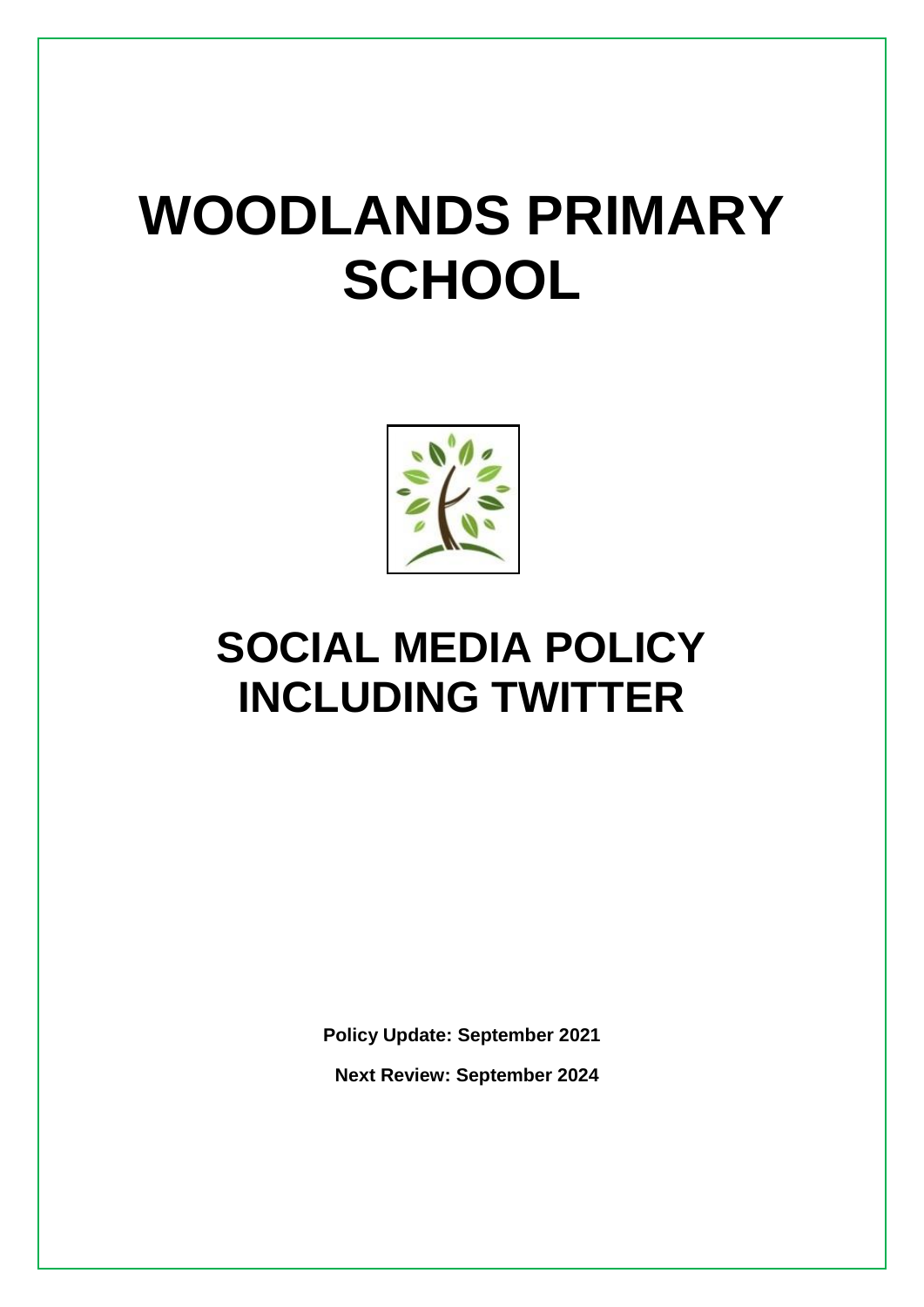# WOODLANDS PRIMARY SCHOOL

# SOCIAL MEDIA POLICY INCLUDING TWITTER

**Policy Update: September 2021**

**Next Review: September 2024**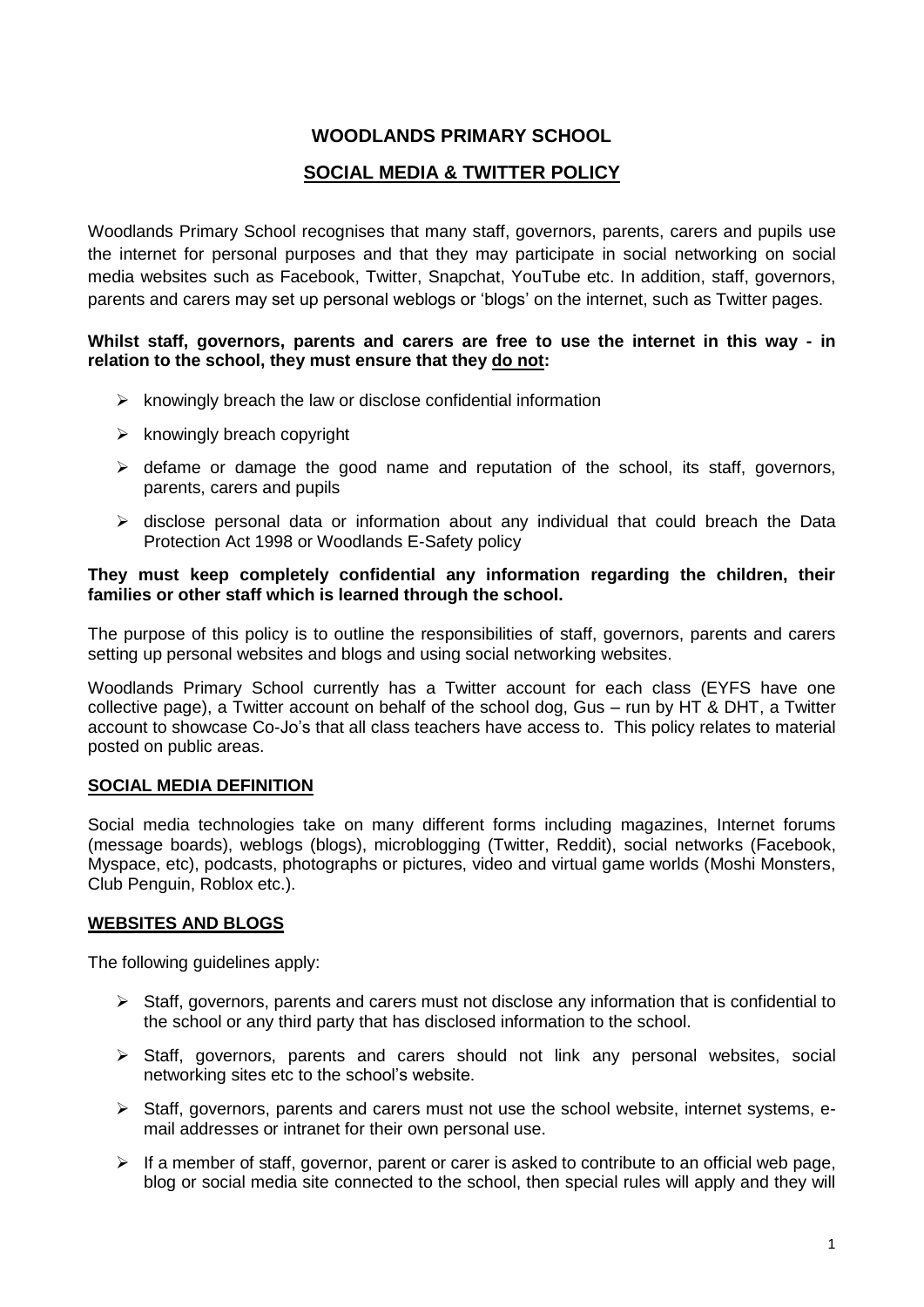# WOODLANDS PRIMARY SCHOOL

## SOCIAL MEDIA & TWITTER POLICY

Woodlands Primary School recognises that many staff, governors, parents, carers and pupils use the internet for personal purposes and that they may participate in social networking on social media websites such as Facebook, Twitter, Snapchat, YouTube etc. In addition, staff, governors, parents and carers may set up personal weblogs or 'blogs' on the internet, such as Twitter pages.

**Whilst staff, governors, parents and carers are free to use the internet in this way - in relation to the school, they must ensure that they <u>do not</u>:**

- knowingly breach the law or disclose confidential information
- knowingly breach copyright
- defame or damage the good name and reputation of the school, its staff, governors, parents, carers and pupils
- disclose personal data or information about any individual that could breach the Data Protection Act 1998 or Woodlands E-Safety policy

**They must keep completely confidential any information regarding the children, their families or other staff which is learned through the school.**

The purpose of this policy is to outline the responsibilities of staff, governors, parents and carers setting up personal websites and blogs and using social networking websites.

Woodlands Primary School currently has a Twitter account for each class (EYFS have one collective page), a Twitter account on behalf of the school dog, Gus – run by HT & DHT, a Twitter account to showcase Co-Jo's that all class teachers have access to. This policy relates to material posted on public areas.

### SOCIAL MEDIA DEFINITION

Social media technologies take on many different forms including magazines, Internet forums (message boards), weblogs (blogs), microblogging (Twitter, Reddit), social networks (Facebook, Myspace, etc), podcasts, photographs or pictures, video and virtual game worlds (Moshi Monsters, Club Penguin, Roblox etc.).

### WEBSITES AND BLOGS

The following guidelines apply:

- Staff, governors, parents and carers must not disclose any information that is confidential to the school or any third party that has disclosed information to the school.
- Staff, governors, parents and carers should not link any personal websites, social networking sites etc to the school's website.
- Staff, governors, parents and carers must not use the school website, internet systems, e-mail addresses or intranet for their own personal use.
- If a member of staff, governor, parent or carer is asked to contribute to an official web page, blog or social media site connected to the school, then special rules will apply and they will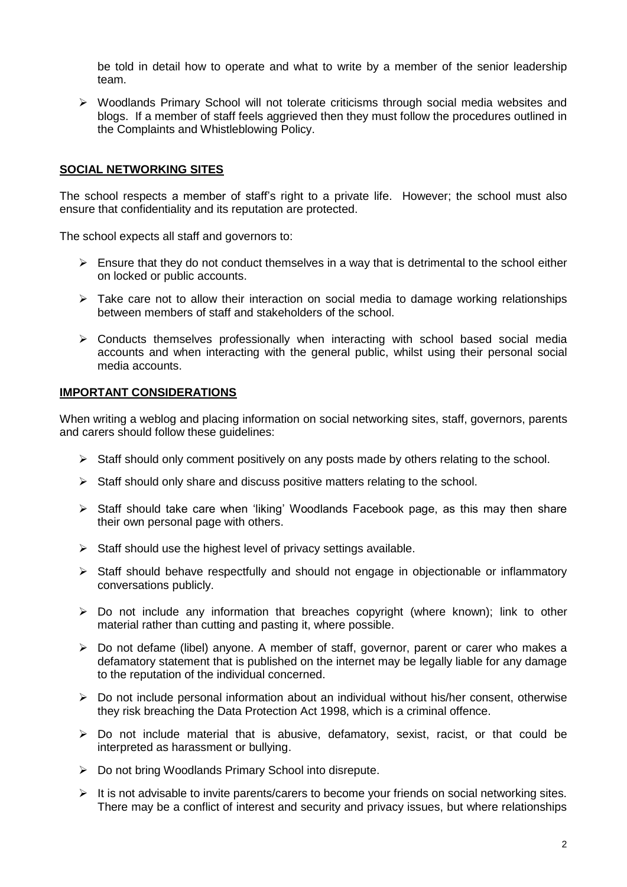be told in detail how to operate and what to write by a member of the senior leadership team.

- Woodlands Primary School will not tolerate criticisms through social media websites and blogs. If a member of staff feels aggrieved then they must follow the procedures outlined in the Complaints and Whistleblowing Policy.

## SOCIAL NETWORKING SITES

The school respects a member of staff's right to a private life. However; the school must also ensure that confidentiality and its reputation are protected.

The school expects all staff and governors to:

- Ensure that they do not conduct themselves in a way that is detrimental to the school either on locked or public accounts.
- Take care not to allow their interaction on social media to damage working relationships between members of staff and stakeholders of the school.
- Conducts themselves professionally when interacting with school based social media accounts and when interacting with the general public, whilst using their personal social media accounts.

## IMPORTANT CONSIDERATIONS

When writing a weblog and placing information on social networking sites, staff, governors, parents and carers should follow these guidelines:

- Staff should only comment positively on any posts made by others relating to the school.
- Staff should only share and discuss positive matters relating to the school.
- Staff should take care when 'liking' Woodlands Facebook page, as this may then share their own personal page with others.
- Staff should use the highest level of privacy settings available.
- Staff should behave respectfully and should not engage in objectionable or inflammatory conversations publicly.
- Do not include any information that breaches copyright (where known); link to other material rather than cutting and pasting it, where possible.
- Do not defame (libel) anyone. A member of staff, governor, parent or carer who makes a defamatory statement that is published on the internet may be legally liable for any damage to the reputation of the individual concerned.
- Do not include personal information about an individual without his/her consent, otherwise they risk breaching the Data Protection Act 1998, which is a criminal offence.
- Do not include material that is abusive, defamatory, sexist, racist, or that could be interpreted as harassment or bullying.
- Do not bring Woodlands Primary School into disrepute.
- It is not advisable to invite parents/carers to become your friends on social networking sites. There may be a conflict of interest and security and privacy issues, but where relationships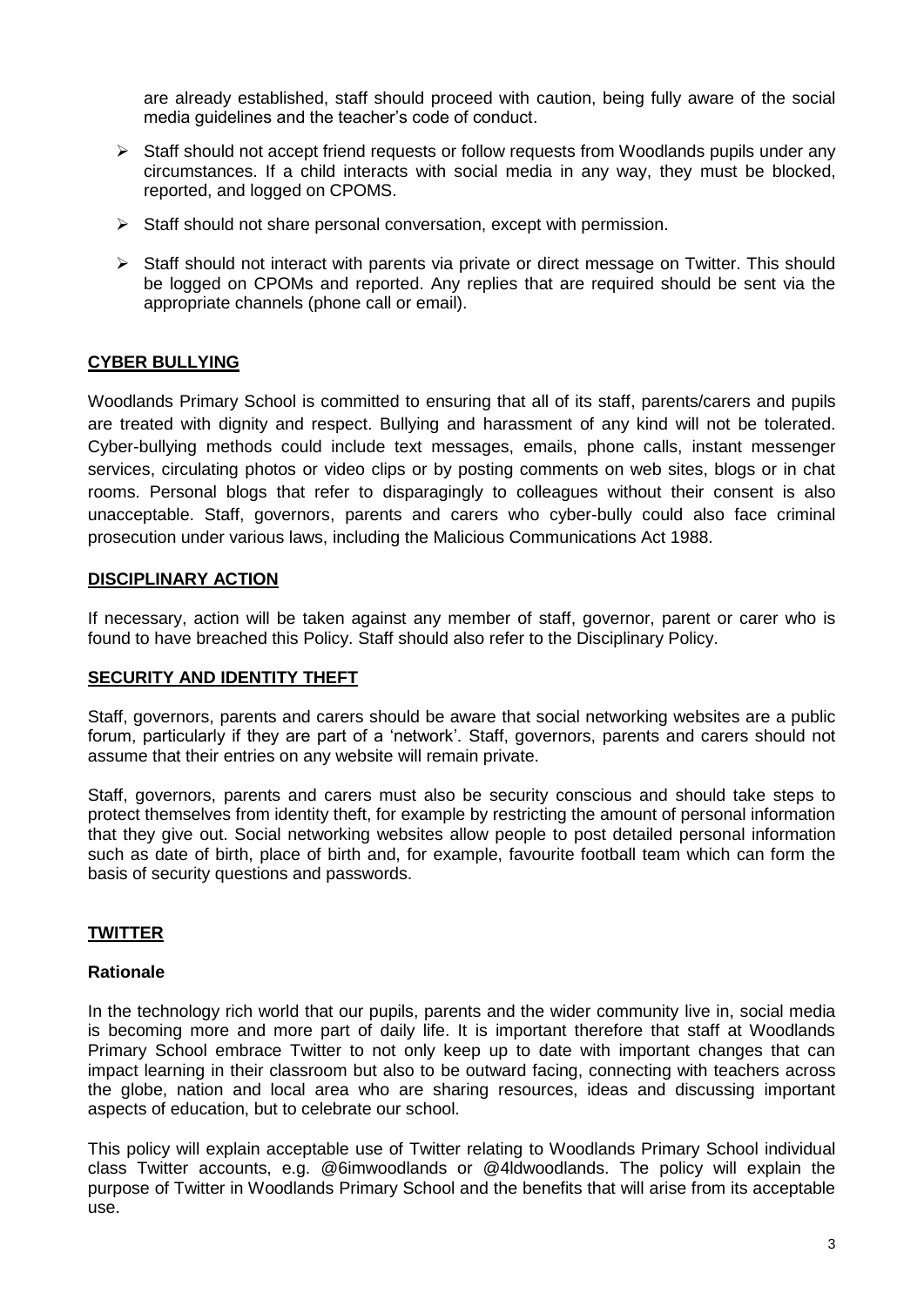are already established, staff should proceed with caution, being fully aware of the social media guidelines and the teacher's code of conduct.

- Staff should not accept friend requests or follow requests from Woodlands pupils under any circumstances. If a child interacts with social media in any way, they must be blocked, reported, and logged on CPOMS.
- Staff should not share personal conversation, except with permission.
- Staff should not interact with parents via private or direct message on Twitter. This should be logged on CPOMs and reported. Any replies that are required should be sent via the appropriate channels (phone call or email).

## CYBER BULLYING

Woodlands Primary School is committed to ensuring that all of its staff, parents/carers and pupils are treated with dignity and respect. Bullying and harassment of any kind will not be tolerated. Cyber-bullying methods could include text messages, emails, phone calls, instant messenger services, circulating photos or video clips or by posting comments on web sites, blogs or in chat rooms. Personal blogs that refer to disparagingly to colleagues without their consent is also unacceptable. Staff, governors, parents and carers who cyber-bully could also face criminal prosecution under various laws, including the Malicious Communications Act 1988.

## DISCIPLINARY ACTION

If necessary, action will be taken against any member of staff, governor, parent or carer who is found to have breached this Policy. Staff should also refer to the Disciplinary Policy.

## SECURITY AND IDENTITY THEFT

Staff, governors, parents and carers should be aware that social networking websites are a public forum, particularly if they are part of a 'network'. Staff, governors, parents and carers should not assume that their entries on any website will remain private.

Staff, governors, parents and carers must also be security conscious and should take steps to protect themselves from identity theft, for example by restricting the amount of personal information that they give out. Social networking websites allow people to post detailed personal information such as date of birth, place of birth and, for example, favourite football team which can form the basis of security questions and passwords.

## TWITTER

### Rationale

In the technology rich world that our pupils, parents and the wider community live in, social media is becoming more and more part of daily life. It is important therefore that staff at Woodlands Primary School embrace Twitter to not only keep up to date with important changes that can impact learning in their classroom but also to be outward facing, connecting with teachers across the globe, nation and local area who are sharing resources, ideas and discussing important aspects of education, but to celebrate our school.

This policy will explain acceptable use of Twitter relating to Woodlands Primary School individual class Twitter accounts, e.g. @6imwoodlands or @4ldwoodlands. The policy will explain the purpose of Twitter in Woodlands Primary School and the benefits that will arise from its acceptable use.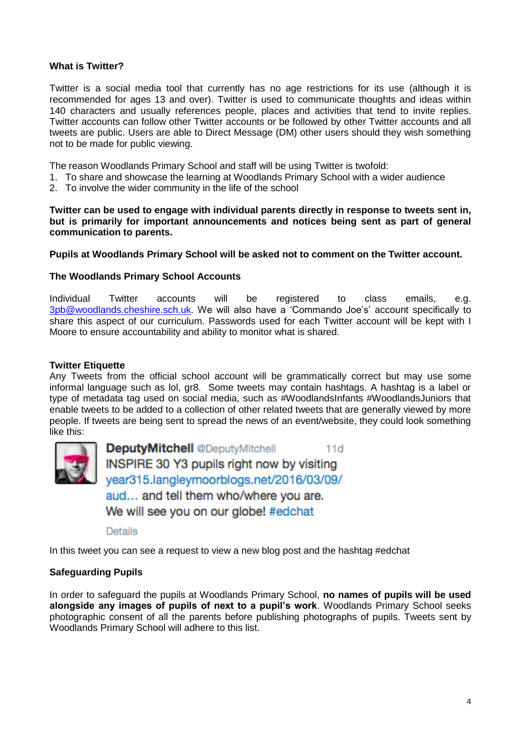**What is Twitter?**

Twitter is a social media tool that currently has no age restrictions for its use (although it is recommended for ages 13 and over). Twitter is used to communicate thoughts and ideas within 140 characters and usually references people, places and activities that tend to invite replies. Twitter accounts can follow other Twitter accounts or be followed by other Twitter accounts and all tweets are public. Users are able to Direct Message (DM) other users should they wish something not to be made for public viewing.

The reason Woodlands Primary School and staff will be using Twitter is twofold:

1. To share and showcase the learning at Woodlands Primary School with a wider audience
2. To involve the wider community in the life of the school

**Twitter can be used to engage with individual parents directly in response to tweets sent in, but is primarily for important announcements and notices being sent as part of general communication to parents.**

**Pupils at Woodlands Primary School will be asked not to comment on the Twitter account.**

**The Woodlands Primary School Accounts**

Individual Twitter accounts will be registered to class emails, e.g. 3pb@woodlands.cheshire.sch.uk. We will also have a 'Commando Joe's' account specifically to share this aspect of our curriculum. Passwords used for each Twitter account will be kept with I Moore to ensure accountability and ability to monitor what is shared.

**Twitter Etiquette**

Any Tweets from the official school account will be grammatically correct but may use some informal language such as lol, gr8. Some tweets may contain hashtags. A hashtag is a label or type of metadata tag used on social media, such as #WoodlandsInfants #WoodlandsJuniors that enable tweets to be added to a collection of other related tweets that are generally viewed by more people. If tweets are being sent to spread the news of an event/website, they could look something like this:

> **DeputyMitchell** @DeputyMitchell 11d
> INSPIRE 30 Y3 pupils right now by visiting year315.langleymoorblogs.net/2016/03/09/aud… and tell them who/where you are. We will see you on our globe! #edchat
>
> Details

In this tweet you can see a request to view a new blog post and the hashtag #edchat

**Safeguarding Pupils**

In order to safeguard the pupils at Woodlands Primary School, **no names of pupils will be used alongside any images of pupils of next to a pupil's work**. Woodlands Primary School seeks photographic consent of all the parents before publishing photographs of pupils. Tweets sent by Woodlands Primary School will adhere to this list.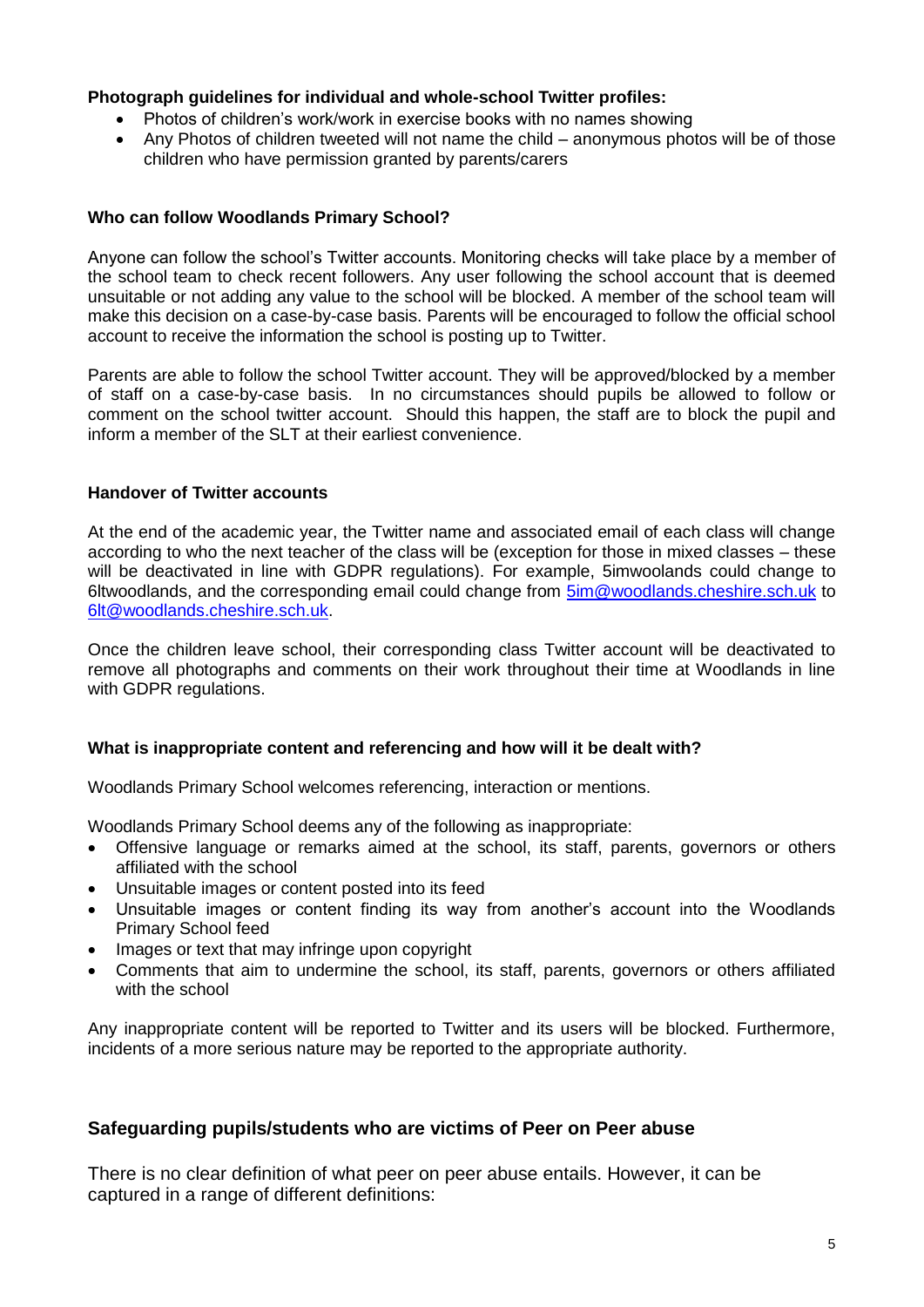**Photograph guidelines for individual and whole-school Twitter profiles:**

- Photos of children's work/work in exercise books with no names showing
- Any Photos of children tweeted will not name the child – anonymous photos will be of those children who have permission granted by parents/carers

**Who can follow Woodlands Primary School?**

Anyone can follow the school's Twitter accounts. Monitoring checks will take place by a member of the school team to check recent followers. Any user following the school account that is deemed unsuitable or not adding any value to the school will be blocked. A member of the school team will make this decision on a case-by-case basis. Parents will be encouraged to follow the official school account to receive the information the school is posting up to Twitter.

Parents are able to follow the school Twitter account. They will be approved/blocked by a member of staff on a case-by-case basis. In no circumstances should pupils be allowed to follow or comment on the school twitter account. Should this happen, the staff are to block the pupil and inform a member of the SLT at their earliest convenience.

**Handover of Twitter accounts**

At the end of the academic year, the Twitter name and associated email of each class will change according to who the next teacher of the class will be (exception for those in mixed classes – these will be deactivated in line with GDPR regulations). For example, 5imwoolands could change to 6ltwoodlands, and the corresponding email could change from 5im@woodlands.cheshire.sch.uk to 6lt@woodlands.cheshire.sch.uk.

Once the children leave school, their corresponding class Twitter account will be deactivated to remove all photographs and comments on their work throughout their time at Woodlands in line with GDPR regulations.

**What is inappropriate content and referencing and how will it be dealt with?**

Woodlands Primary School welcomes referencing, interaction or mentions.

Woodlands Primary School deems any of the following as inappropriate:

- Offensive language or remarks aimed at the school, its staff, parents, governors or others affiliated with the school
- Unsuitable images or content posted into its feed
- Unsuitable images or content finding its way from another's account into the Woodlands Primary School feed
- Images or text that may infringe upon copyright
- Comments that aim to undermine the school, its staff, parents, governors or others affiliated with the school

Any inappropriate content will be reported to Twitter and its users will be blocked. Furthermore, incidents of a more serious nature may be reported to the appropriate authority.

## Safeguarding pupils/students who are victims of Peer on Peer abuse

There is no clear definition of what peer on peer abuse entails. However, it can be captured in a range of different definitions: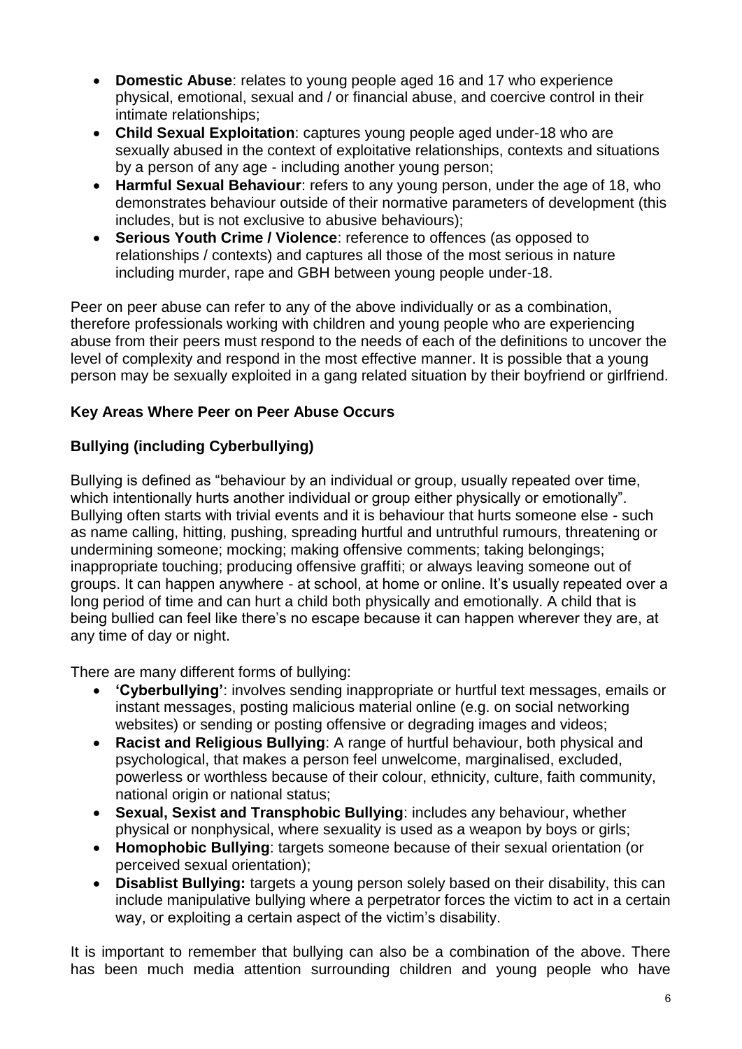- **Domestic Abuse**: relates to young people aged 16 and 17 who experience physical, emotional, sexual and / or financial abuse, and coercive control in their intimate relationships;
- **Child Sexual Exploitation**: captures young people aged under-18 who are sexually abused in the context of exploitative relationships, contexts and situations by a person of any age - including another young person;
- **Harmful Sexual Behaviour**: refers to any young person, under the age of 18, who demonstrates behaviour outside of their normative parameters of development (this includes, but is not exclusive to abusive behaviours);
- **Serious Youth Crime / Violence**: reference to offences (as opposed to relationships / contexts) and captures all those of the most serious in nature including murder, rape and GBH between young people under-18.

Peer on peer abuse can refer to any of the above individually or as a combination, therefore professionals working with children and young people who are experiencing abuse from their peers must respond to the needs of each of the definitions to uncover the level of complexity and respond in the most effective manner. It is possible that a young person may be sexually exploited in a gang related situation by their boyfriend or girlfriend.

**Key Areas Where Peer on Peer Abuse Occurs**

**Bullying (including Cyberbullying)**

Bullying is defined as "behaviour by an individual or group, usually repeated over time, which intentionally hurts another individual or group either physically or emotionally". Bullying often starts with trivial events and it is behaviour that hurts someone else - such as name calling, hitting, pushing, spreading hurtful and untruthful rumours, threatening or undermining someone; mocking; making offensive comments; taking belongings; inappropriate touching; producing offensive graffiti; or always leaving someone out of groups. It can happen anywhere - at school, at home or online. It's usually repeated over a long period of time and can hurt a child both physically and emotionally. A child that is being bullied can feel like there's no escape because it can happen wherever they are, at any time of day or night.

There are many different forms of bullying:

- **'Cyberbullying'**: involves sending inappropriate or hurtful text messages, emails or instant messages, posting malicious material online (e.g. on social networking websites) or sending or posting offensive or degrading images and videos;
- **Racist and Religious Bullying**: A range of hurtful behaviour, both physical and psychological, that makes a person feel unwelcome, marginalised, excluded, powerless or worthless because of their colour, ethnicity, culture, faith community, national origin or national status;
- **Sexual, Sexist and Transphobic Bullying**: includes any behaviour, whether physical or nonphysical, where sexuality is used as a weapon by boys or girls;
- **Homophobic Bullying**: targets someone because of their sexual orientation (or perceived sexual orientation);
- **Disablist Bullying:** targets a young person solely based on their disability, this can include manipulative bullying where a perpetrator forces the victim to act in a certain way, or exploiting a certain aspect of the victim's disability.

It is important to remember that bullying can also be a combination of the above. There has been much media attention surrounding children and young people who have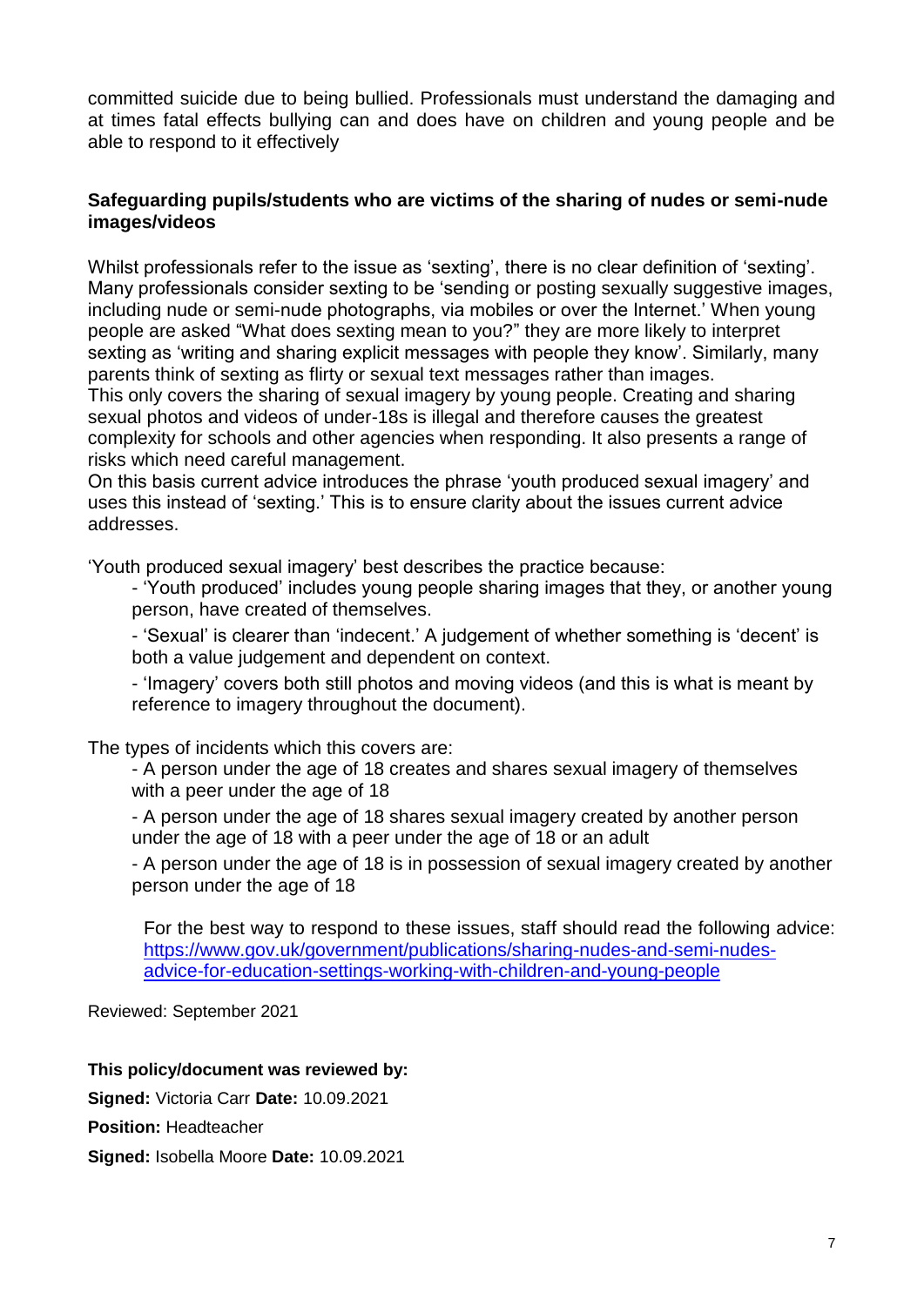committed suicide due to being bullied. Professionals must understand the damaging and at times fatal effects bullying can and does have on children and young people and be able to respond to it effectively

### Safeguarding pupils/students who are victims of the sharing of nudes or semi-nude images/videos

Whilst professionals refer to the issue as 'sexting', there is no clear definition of 'sexting'. Many professionals consider sexting to be 'sending or posting sexually suggestive images, including nude or semi-nude photographs, via mobiles or over the Internet.' When young people are asked "What does sexting mean to you?" they are more likely to interpret sexting as 'writing and sharing explicit messages with people they know'. Similarly, many parents think of sexting as flirty or sexual text messages rather than images.
This only covers the sharing of sexual imagery by young people. Creating and sharing sexual photos and videos of under-18s is illegal and therefore causes the greatest complexity for schools and other agencies when responding. It also presents a range of risks which need careful management.
On this basis current advice introduces the phrase 'youth produced sexual imagery' and uses this instead of 'sexting.' This is to ensure clarity about the issues current advice addresses.

'Youth produced sexual imagery' best describes the practice because:

- 'Youth produced' includes young people sharing images that they, or another young person, have created of themselves.
- 'Sexual' is clearer than 'indecent.' A judgement of whether something is 'decent' is both a value judgement and dependent on context.
- 'Imagery' covers both still photos and moving videos (and this is what is meant by reference to imagery throughout the document).

The types of incidents which this covers are:

- A person under the age of 18 creates and shares sexual imagery of themselves with a peer under the age of 18
- A person under the age of 18 shares sexual imagery created by another person under the age of 18 with a peer under the age of 18 or an adult
- A person under the age of 18 is in possession of sexual imagery created by another person under the age of 18

For the best way to respond to these issues, staff should read the following advice: https://www.gov.uk/government/publications/sharing-nudes-and-semi-nudes-advice-for-education-settings-working-with-children-and-young-people

Reviewed: September 2021

**This policy/document was reviewed by:**

**Signed:** Victoria Carr **Date:** 10.09.2021

**Position:** Headteacher

**Signed:** Isobella Moore **Date:** 10.09.2021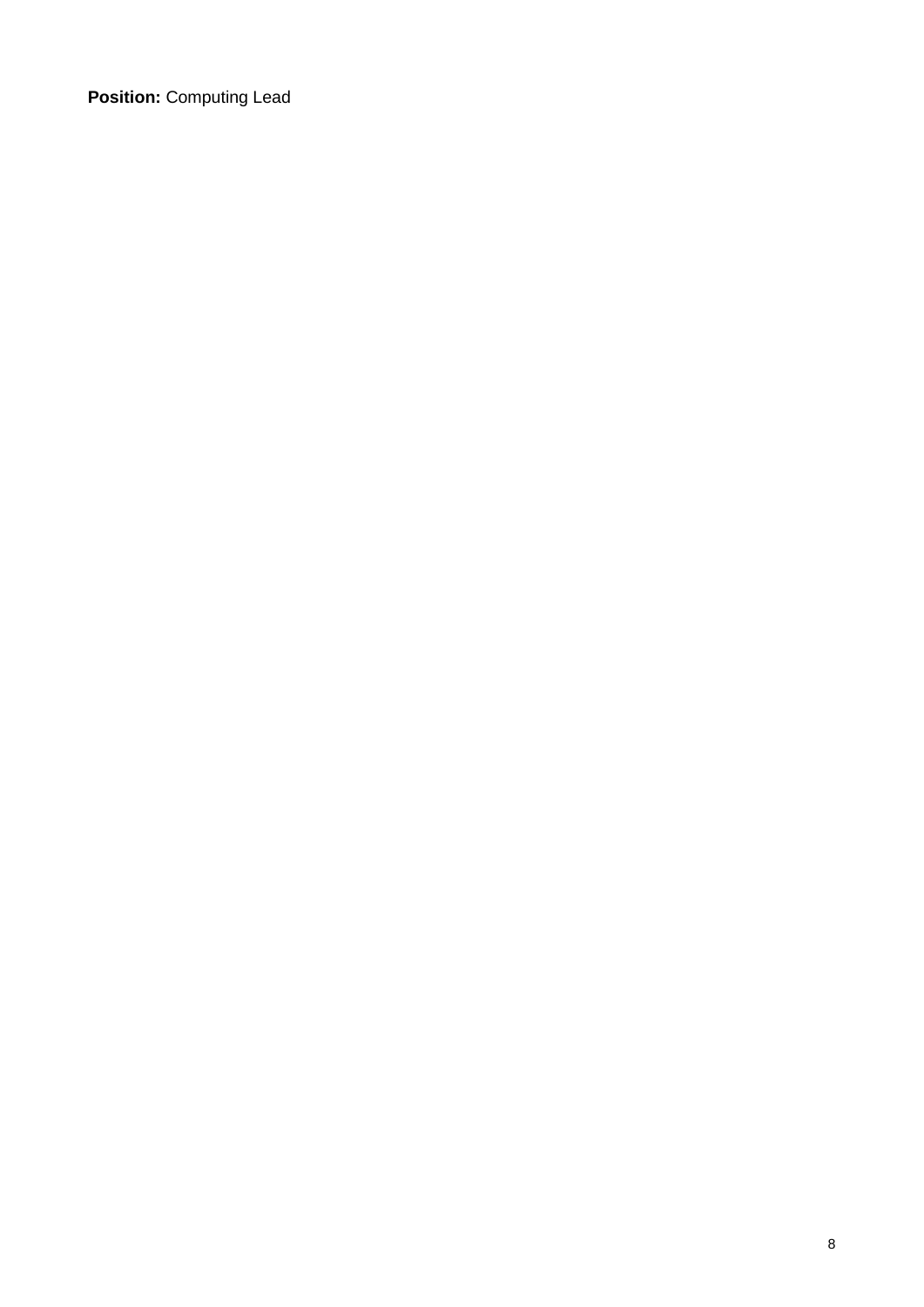**Position:** Computing Lead